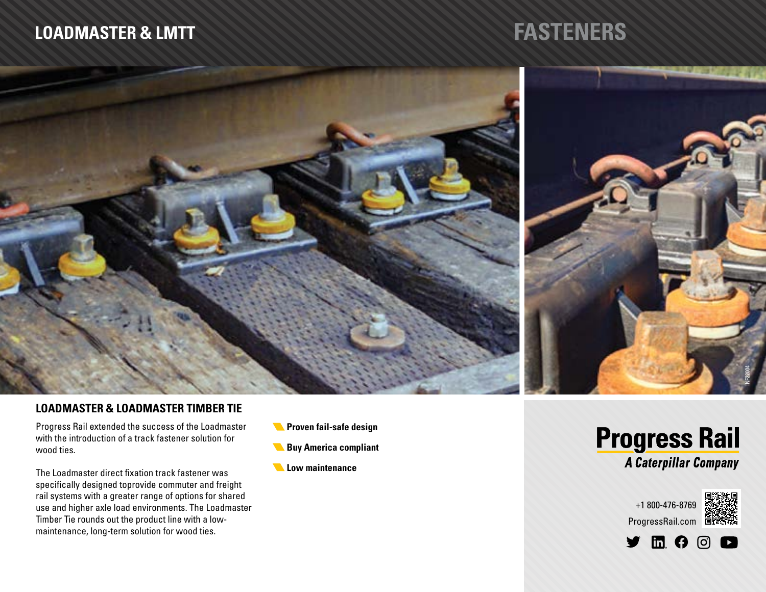# LOADMASTER & LMTT

# FASTENERS

## LOADMASTER & LOADMASTER TIMBER TIE

Progress Rail extended the success of the Loadmaster with the introduction of a track fastener solution for wood ties.

The Loadmaster direct fixation track fastener was specifically designed toprovide commuter and freight rail systems with a greater range of options for shared use and higher axle load environments. The Loadmaster Timber Tie rounds out the product line with a low-maintenance, long-term solution for wood ties.

- **Proven fail-safe design**
- **Buy America compliant**
- **Low maintenance**

**Progress Rail**
*A Caterpillar Company*

+1 800-476-8769
ProgressRail.com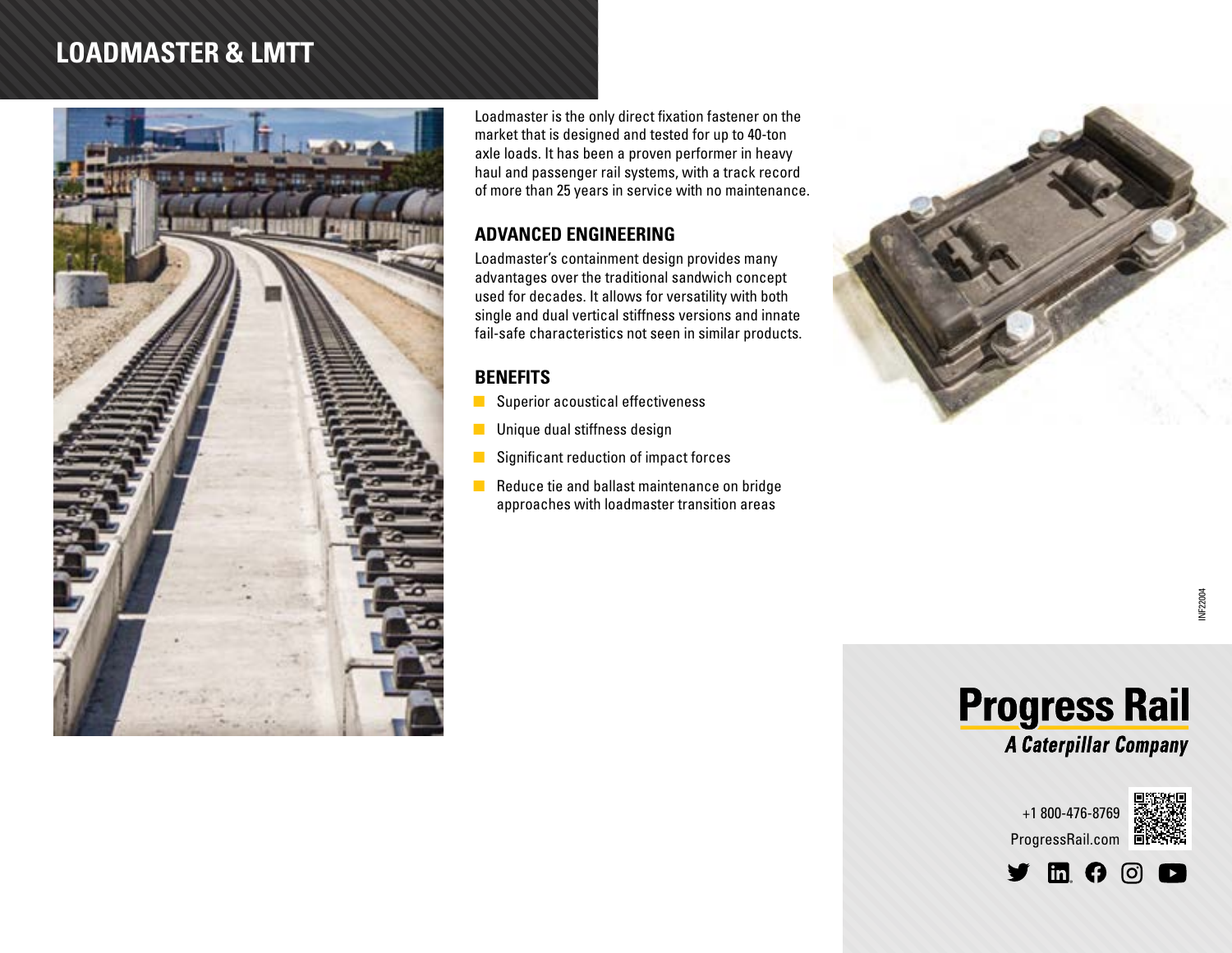# LOADMASTER & LMTT

Loadmaster is the only direct fixation fastener on the market that is designed and tested for up to 40-ton axle loads. It has been a proven performer in heavy haul and passenger rail systems, with a track record of more than 25 years in service with no maintenance.

## ADVANCED ENGINEERING

Loadmaster's containment design provides many advantages over the traditional sandwich concept used for decades. It allows for versatility with both single and dual vertical stiffness versions and innate fail-safe characteristics not seen in similar products.

## BENEFITS

- Superior acoustical effectiveness
- Unique dual stiffness design
- Significant reduction of impact forces
- Reduce tie and ballast maintenance on bridge approaches with loadmaster transition areas

INF22004

**Progress Rail**
*A Caterpillar Company*

+1 800-476-8769
ProgressRail.com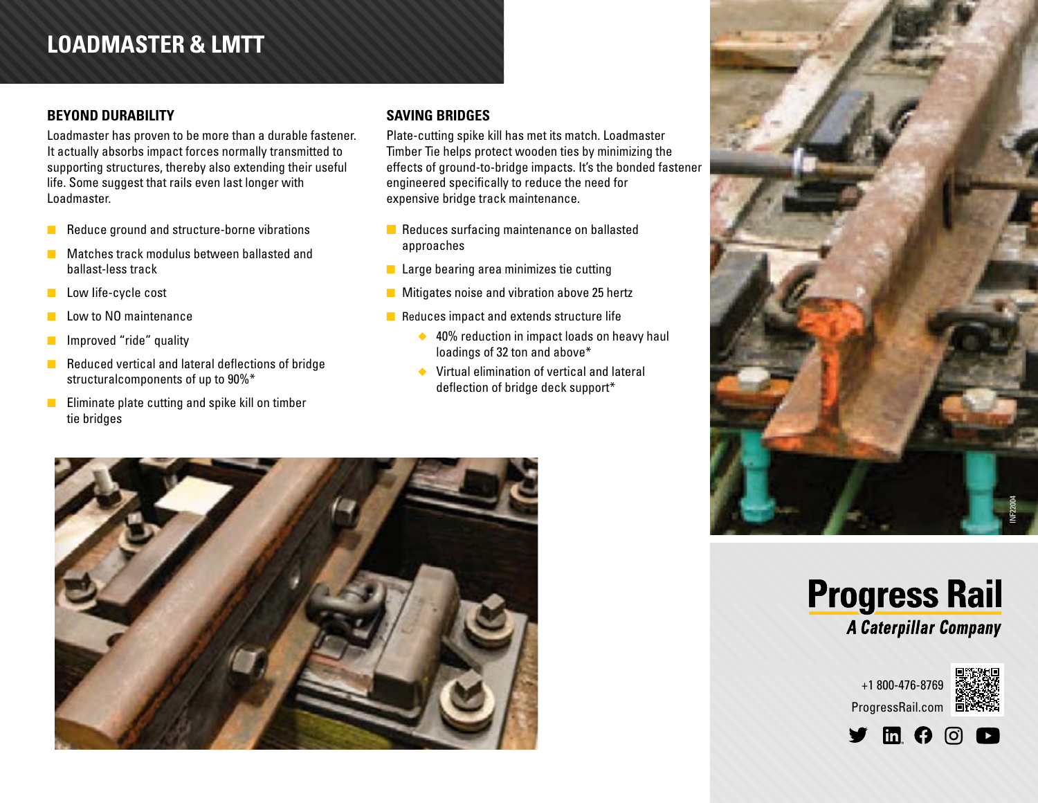# LOADMASTER & LMTT

## BEYOND DURABILITY

Loadmaster has proven to be more than a durable fastener. It actually absorbs impact forces normally transmitted to supporting structures, thereby also extending their useful life. Some suggest that rails even last longer with Loadmaster.

- Reduce ground and structure-borne vibrations
- Matches track modulus between ballasted and ballast-less track
- Low life-cycle cost
- Low to NO maintenance
- Improved “ride” quality
- Reduced vertical and lateral deflections of bridge structuralcomponents of up to 90%*
- Eliminate plate cutting and spike kill on timber tie bridges

## SAVING BRIDGES

Plate-cutting spike kill has met its match. Loadmaster Timber Tie helps protect wooden ties by minimizing the effects of ground-to-bridge impacts. It’s the bonded fastener engineered specifically to reduce the need for expensive bridge track maintenance.

- Reduces surfacing maintenance on ballasted approaches
- Large bearing area minimizes tie cutting
- Mitigates noise and vibration above 25 hertz
- Reduces impact and extends structure life
    - 40% reduction in impact loads on heavy haul loadings of 32 ton and above*
    - Virtual elimination of vertical and lateral deflection of bridge deck support*

INF22004

**Progress Rail**
*A Caterpillar Company*

+1 800-476-8769
ProgressRail.com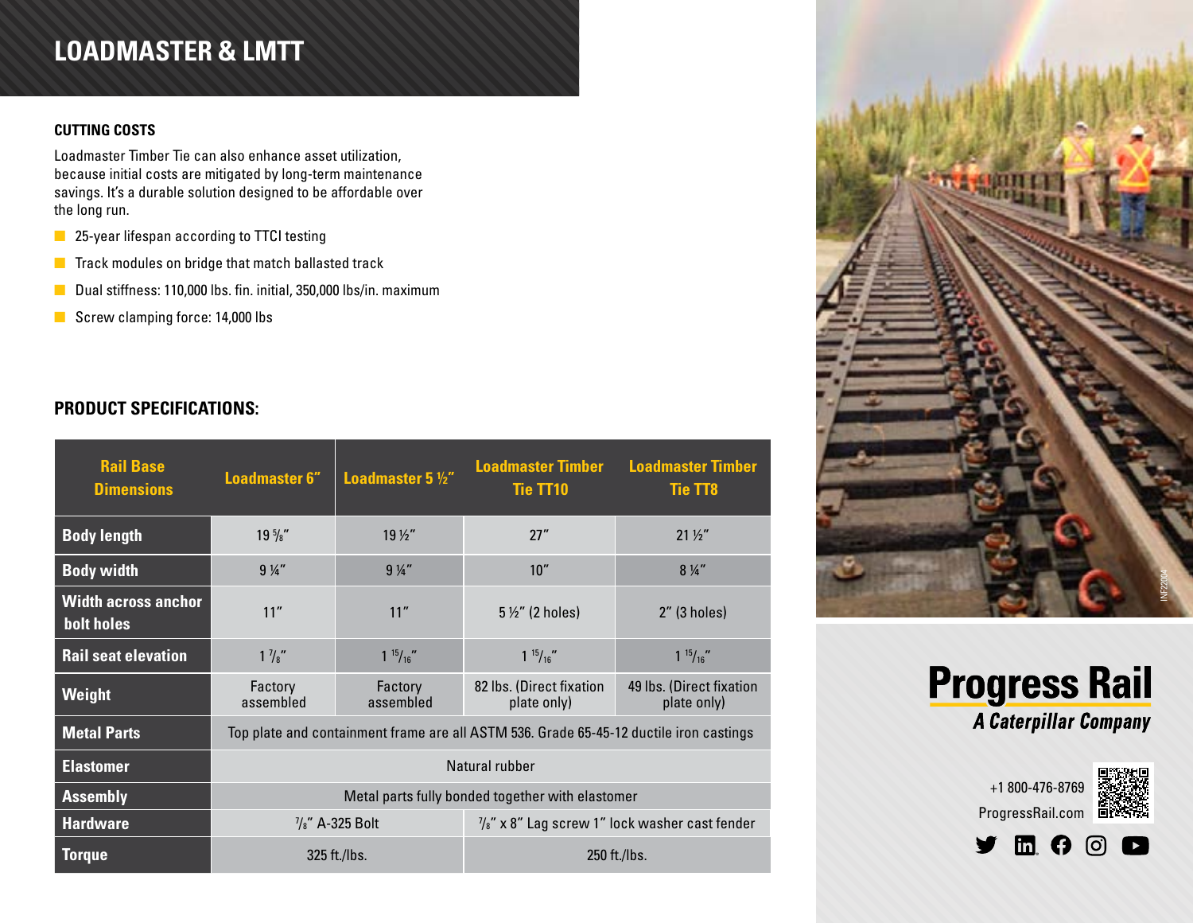# LOADMASTER & LMTT

### CUTTING COSTS

Loadmaster Timber Tie can also enhance asset utilization, because initial costs are mitigated by long-term maintenance savings. It's a durable solution designed to be affordable over the long run.

- 25-year lifespan according to TTCI testing
- Track modules on bridge that match ballasted track
- Dual stiffness: 110,000 lbs. fin. initial, 350,000 lbs/in. maximum
- Screw clamping force: 14,000 lbs

### PRODUCT SPECIFICATIONS:

| Rail Base Dimensions | Loadmaster 6" | Loadmaster 5 ½" | Loadmaster Timber Tie TT10 | Loadmaster Timber Tie TT8 |
|---|---|---|---|---|
| **Body length** | 19 ⅝" | 19 ½" | 27" | 21 ½" |
| **Body width** | 9 ¼" | 9 ¼" | 10" | 8 ¼" |
| **Width across anchor bolt holes** | 11" | 11" | 5 ½" (2 holes) | 2" (3 holes) |
| **Rail seat elevation** | 1 ⅞" | 1 15/16" | 1 15/16" | 1 15/16" |
| **Weight** | Factory assembled | Factory assembled | 82 lbs. (Direct fixation plate only) | 49 lbs. (Direct fixation plate only) |
| **Metal Parts** | Top plate and containment frame are all ASTM 536. Grade 65-45-12 ductile iron castings | | | |
| **Elastomer** | Natural rubber | | | |
| **Assembly** | Metal parts fully bonded together with elastomer | | | |
| **Hardware** | ⅞" A-325 Bolt | | ⅞" x 8" Lag screw 1" lock washer cast fender | |
| **Torque** | 325 ft./lbs. | | 250 ft./lbs. | |

INF22004

**Progress Rail**
*A Caterpillar Company*

+1 800-476-8769
ProgressRail.com